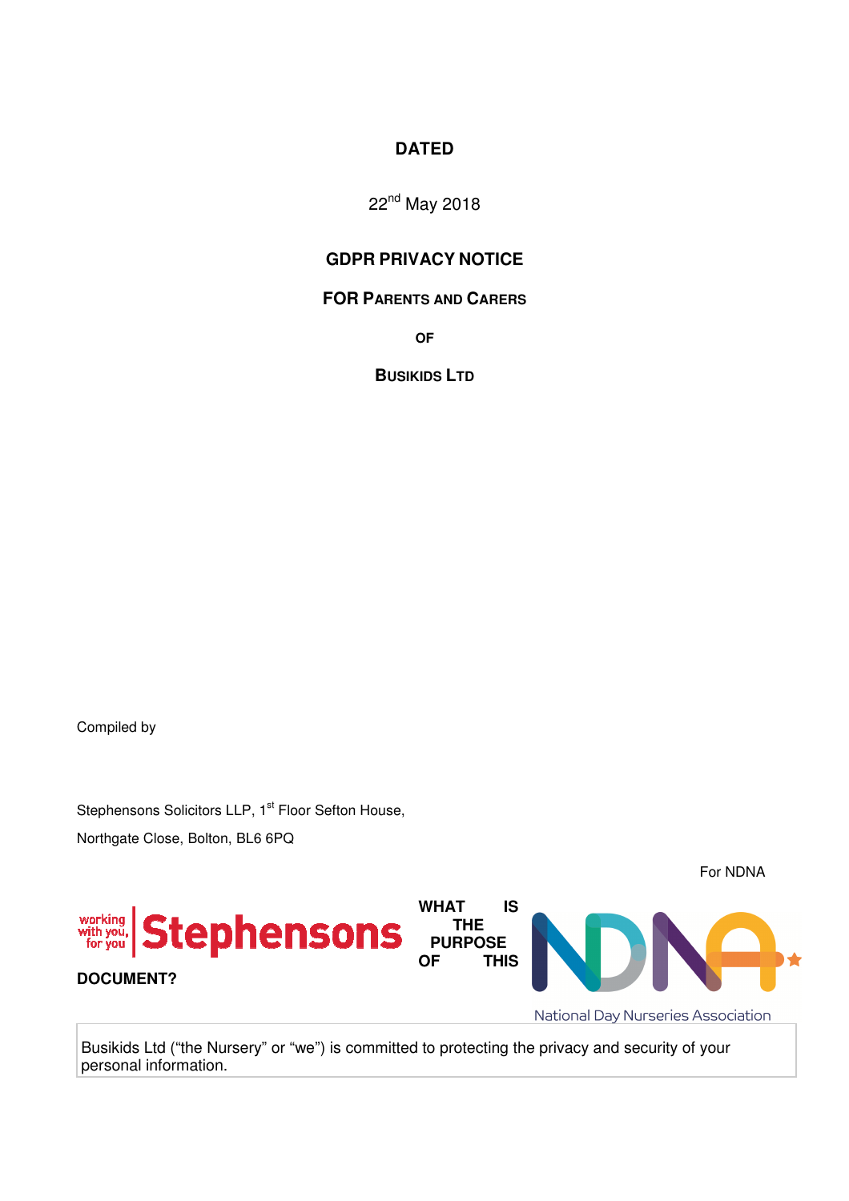**DATED**

22nd May 2018

**GDPR PRIVACY NOTICE**

**FOR PARENTS AND CARERS**

**OF**

**BUSIKIDS LTD**

Compiled by

Stephensons Solicitors LLP, 1st Floor Sefton House,

Northgate Close, Bolton, BL6 6PQ

For NDNA

## WHAT IS THE PURPOSE OF THIS DOCUMENT?

Busikids Ltd ("the Nursery" or "we") is committed to protecting the privacy and security of your personal information.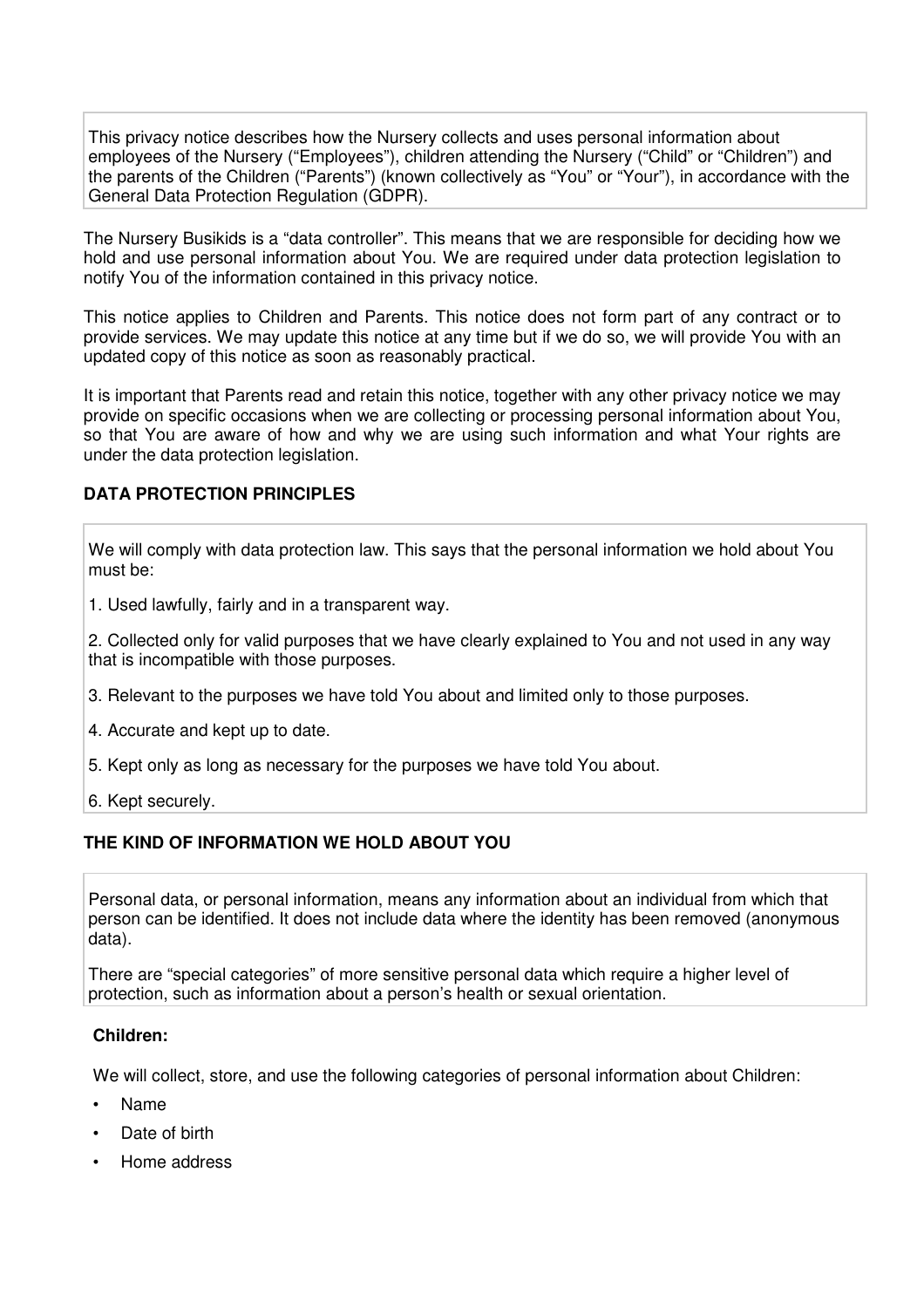This privacy notice describes how the Nursery collects and uses personal information about employees of the Nursery ("Employees"), children attending the Nursery ("Child" or "Children") and the parents of the Children ("Parents") (known collectively as "You" or "Your"), in accordance with the General Data Protection Regulation (GDPR).

The Nursery Busikids is a "data controller". This means that we are responsible for deciding how we hold and use personal information about You. We are required under data protection legislation to notify You of the information contained in this privacy notice.

This notice applies to Children and Parents. This notice does not form part of any contract or to provide services. We may update this notice at any time but if we do so, we will provide You with an updated copy of this notice as soon as reasonably practical.

It is important that Parents read and retain this notice, together with any other privacy notice we may provide on specific occasions when we are collecting or processing personal information about You, so that You are aware of how and why we are using such information and what Your rights are under the data protection legislation.

## DATA PROTECTION PRINCIPLES

We will comply with data protection law. This says that the personal information we hold about You must be:

1. Used lawfully, fairly and in a transparent way.
2. Collected only for valid purposes that we have clearly explained to You and not used in any way that is incompatible with those purposes.
3. Relevant to the purposes we have told You about and limited only to those purposes.
4. Accurate and kept up to date.
5. Kept only as long as necessary for the purposes we have told You about.
6. Kept securely.

## THE KIND OF INFORMATION WE HOLD ABOUT YOU

Personal data, or personal information, means any information about an individual from which that person can be identified. It does not include data where the identity has been removed (anonymous data).

There are "special categories" of more sensitive personal data which require a higher level of protection, such as information about a person's health or sexual orientation.

**Children:**

We will collect, store, and use the following categories of personal information about Children:

- Name
- Date of birth
- Home address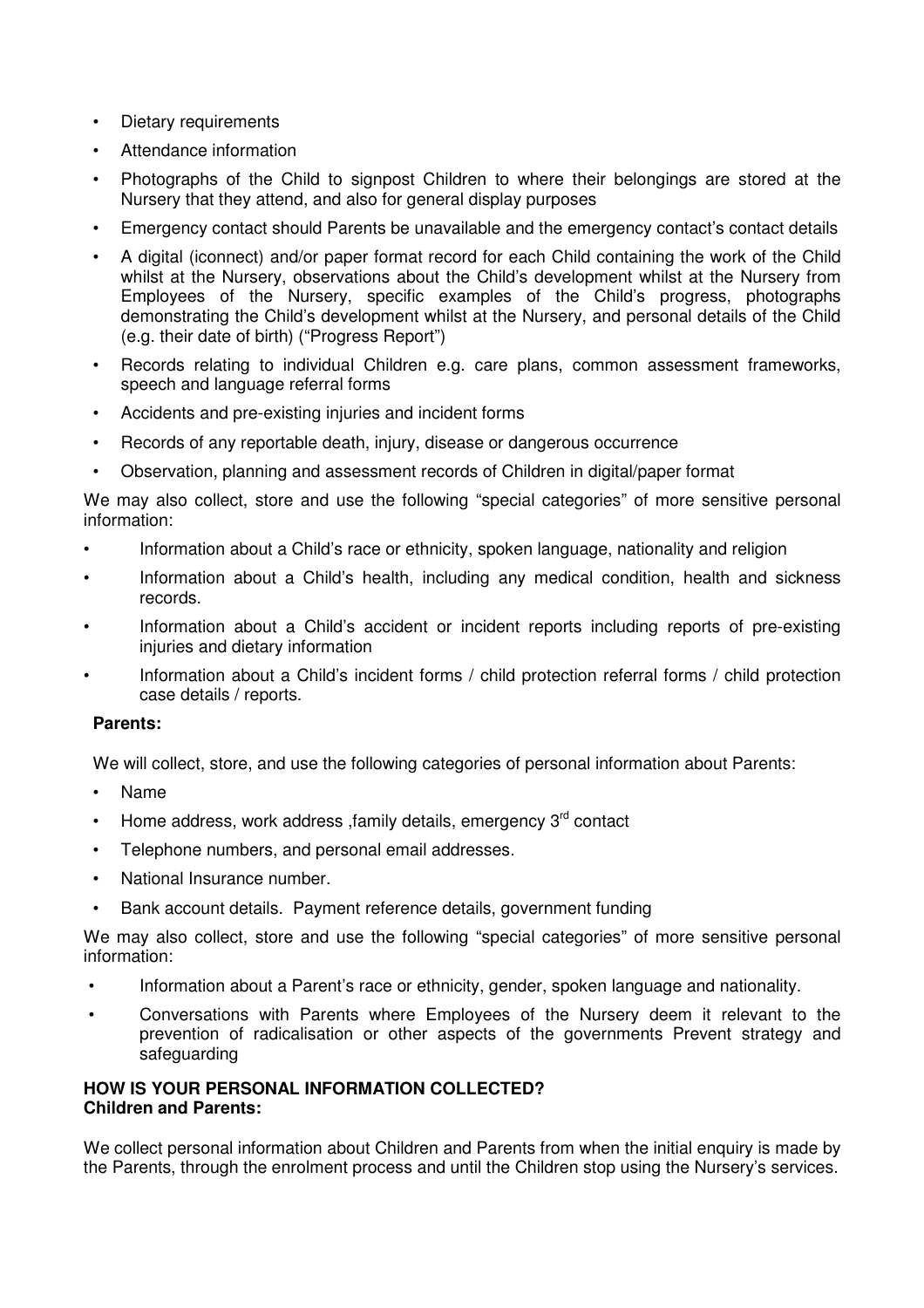- Dietary requirements
- Attendance information
- Photographs of the Child to signpost Children to where their belongings are stored at the Nursery that they attend, and also for general display purposes
- Emergency contact should Parents be unavailable and the emergency contact's contact details
- A digital (iconnect) and/or paper format record for each Child containing the work of the Child whilst at the Nursery, observations about the Child's development whilst at the Nursery from Employees of the Nursery, specific examples of the Child's progress, photographs demonstrating the Child's development whilst at the Nursery, and personal details of the Child (e.g. their date of birth) ("Progress Report")
- Records relating to individual Children e.g. care plans, common assessment frameworks, speech and language referral forms
- Accidents and pre-existing injuries and incident forms
- Records of any reportable death, injury, disease or dangerous occurrence
- Observation, planning and assessment records of Children in digital/paper format

We may also collect, store and use the following "special categories" of more sensitive personal information:

- Information about a Child's race or ethnicity, spoken language, nationality and religion
- Information about a Child's health, including any medical condition, health and sickness records.
- Information about a Child's accident or incident reports including reports of pre-existing injuries and dietary information
- Information about a Child's incident forms / child protection referral forms / child protection case details / reports.

**Parents:**

We will collect, store, and use the following categories of personal information about Parents:

- Name
- Home address, work address ,family details, emergency 3rd contact
- Telephone numbers, and personal email addresses.
- National Insurance number.
- Bank account details. Payment reference details, government funding

We may also collect, store and use the following "special categories" of more sensitive personal information:

- Information about a Parent's race or ethnicity, gender, spoken language and nationality.
- Conversations with Parents where Employees of the Nursery deem it relevant to the prevention of radicalisation or other aspects of the governments Prevent strategy and safeguarding

**HOW IS YOUR PERSONAL INFORMATION COLLECTED?**
**Children and Parents:**

We collect personal information about Children and Parents from when the initial enquiry is made by the Parents, through the enrolment process and until the Children stop using the Nursery's services.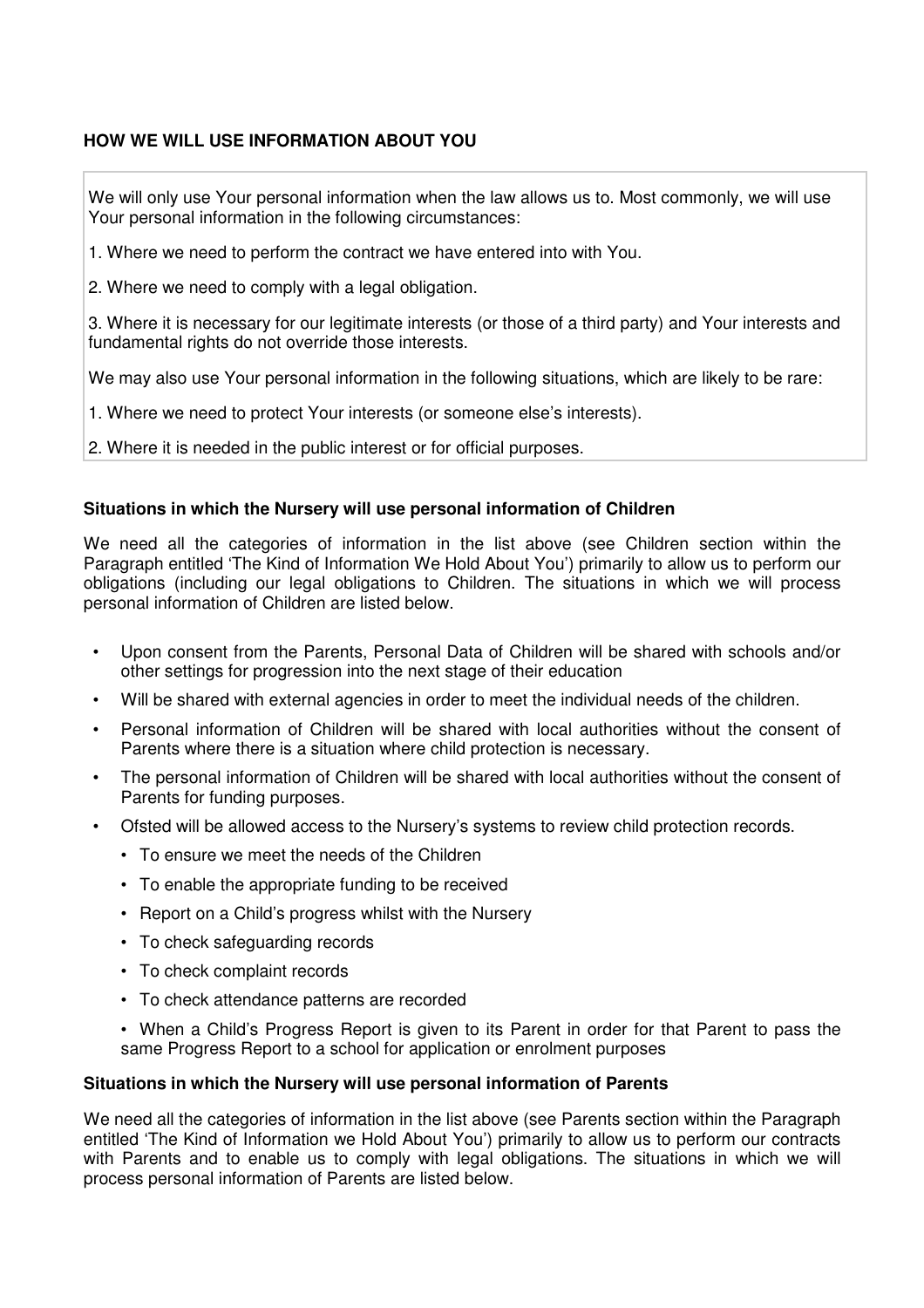**HOW WE WILL USE INFORMATION ABOUT YOU**

We will only use Your personal information when the law allows us to. Most commonly, we will use Your personal information in the following circumstances:

1. Where we need to perform the contract we have entered into with You.

2. Where we need to comply with a legal obligation.

3. Where it is necessary for our legitimate interests (or those of a third party) and Your interests and fundamental rights do not override those interests.

We may also use Your personal information in the following situations, which are likely to be rare:

1. Where we need to protect Your interests (or someone else's interests).

2. Where it is needed in the public interest or for official purposes.

**Situations in which the Nursery will use personal information of Children**

We need all the categories of information in the list above (see Children section within the Paragraph entitled 'The Kind of Information We Hold About You') primarily to allow us to perform our obligations (including our legal obligations to Children. The situations in which we will process personal information of Children are listed below.

- Upon consent from the Parents, Personal Data of Children will be shared with schools and/or other settings for progression into the next stage of their education
- Will be shared with external agencies in order to meet the individual needs of the children.
- Personal information of Children will be shared with local authorities without the consent of Parents where there is a situation where child protection is necessary.
- The personal information of Children will be shared with local authorities without the consent of Parents for funding purposes.
- Ofsted will be allowed access to the Nursery's systems to review child protection records.
  - To ensure we meet the needs of the Children
  - To enable the appropriate funding to be received
  - Report on a Child's progress whilst with the Nursery
  - To check safeguarding records
  - To check complaint records
  - To check attendance patterns are recorded
  - When a Child's Progress Report is given to its Parent in order for that Parent to pass the same Progress Report to a school for application or enrolment purposes

**Situations in which the Nursery will use personal information of Parents**

We need all the categories of information in the list above (see Parents section within the Paragraph entitled 'The Kind of Information we Hold About You') primarily to allow us to perform our contracts with Parents and to enable us to comply with legal obligations. The situations in which we will process personal information of Parents are listed below.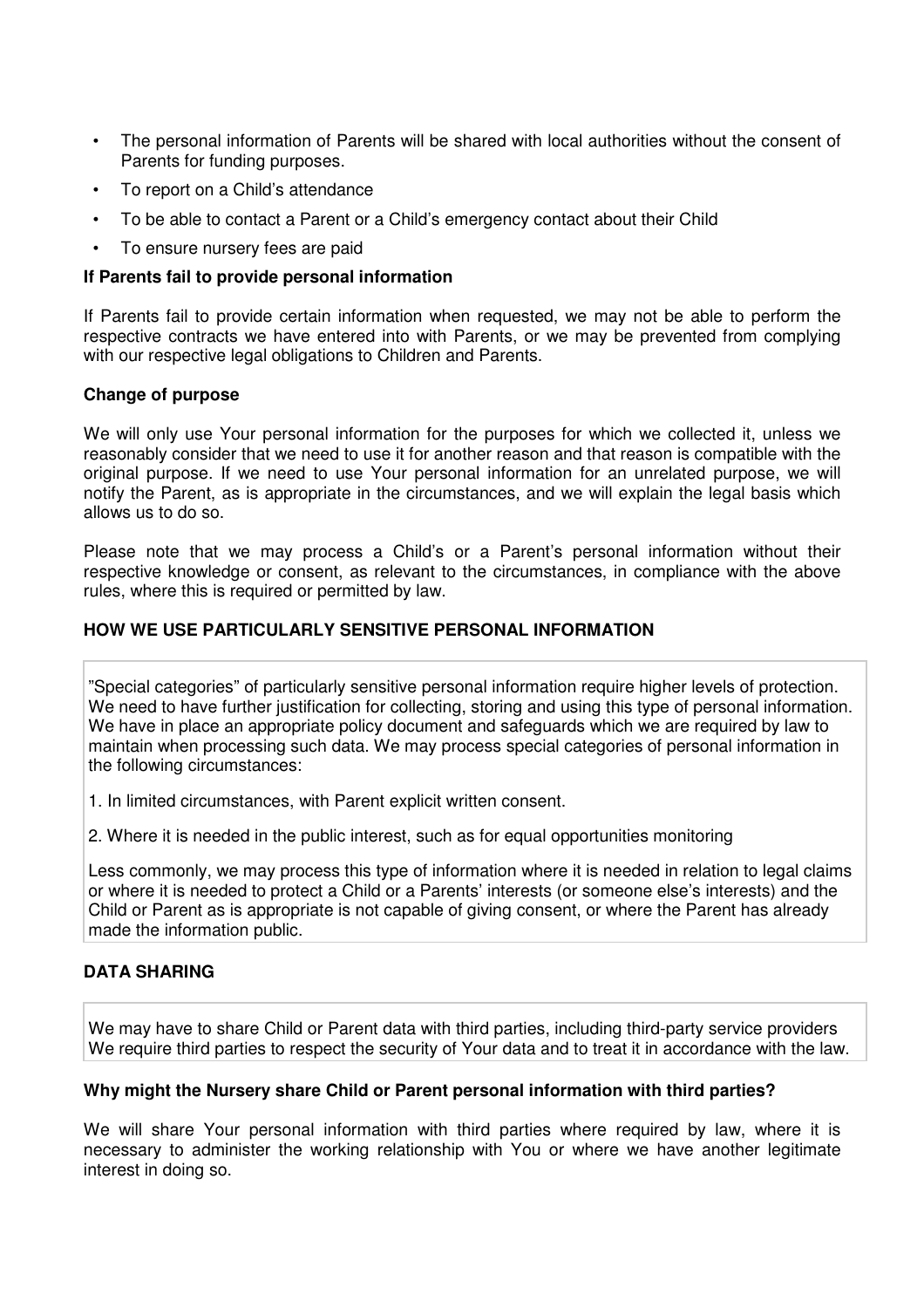- The personal information of Parents will be shared with local authorities without the consent of Parents for funding purposes.
- To report on a Child's attendance
- To be able to contact a Parent or a Child's emergency contact about their Child
- To ensure nursery fees are paid

**If Parents fail to provide personal information**

If Parents fail to provide certain information when requested, we may not be able to perform the respective contracts we have entered into with Parents, or we may be prevented from complying with our respective legal obligations to Children and Parents.

**Change of purpose**

We will only use Your personal information for the purposes for which we collected it, unless we reasonably consider that we need to use it for another reason and that reason is compatible with the original purpose. If we need to use Your personal information for an unrelated purpose, we will notify the Parent, as is appropriate in the circumstances, and we will explain the legal basis which allows us to do so.

Please note that we may process a Child's or a Parent's personal information without their respective knowledge or consent, as relevant to the circumstances, in compliance with the above rules, where this is required or permitted by law.

**HOW WE USE PARTICULARLY SENSITIVE PERSONAL INFORMATION**

"Special categories" of particularly sensitive personal information require higher levels of protection. We need to have further justification for collecting, storing and using this type of personal information. We have in place an appropriate policy document and safeguards which we are required by law to maintain when processing such data. We may process special categories of personal information in the following circumstances:

1. In limited circumstances, with Parent explicit written consent.

2. Where it is needed in the public interest, such as for equal opportunities monitoring

Less commonly, we may process this type of information where it is needed in relation to legal claims or where it is needed to protect a Child or a Parents' interests (or someone else's interests) and the Child or Parent as is appropriate is not capable of giving consent, or where the Parent has already made the information public.

**DATA SHARING**

We may have to share Child or Parent data with third parties, including third-party service providers We require third parties to respect the security of Your data and to treat it in accordance with the law.

**Why might the Nursery share Child or Parent personal information with third parties?**

We will share Your personal information with third parties where required by law, where it is necessary to administer the working relationship with You or where we have another legitimate interest in doing so.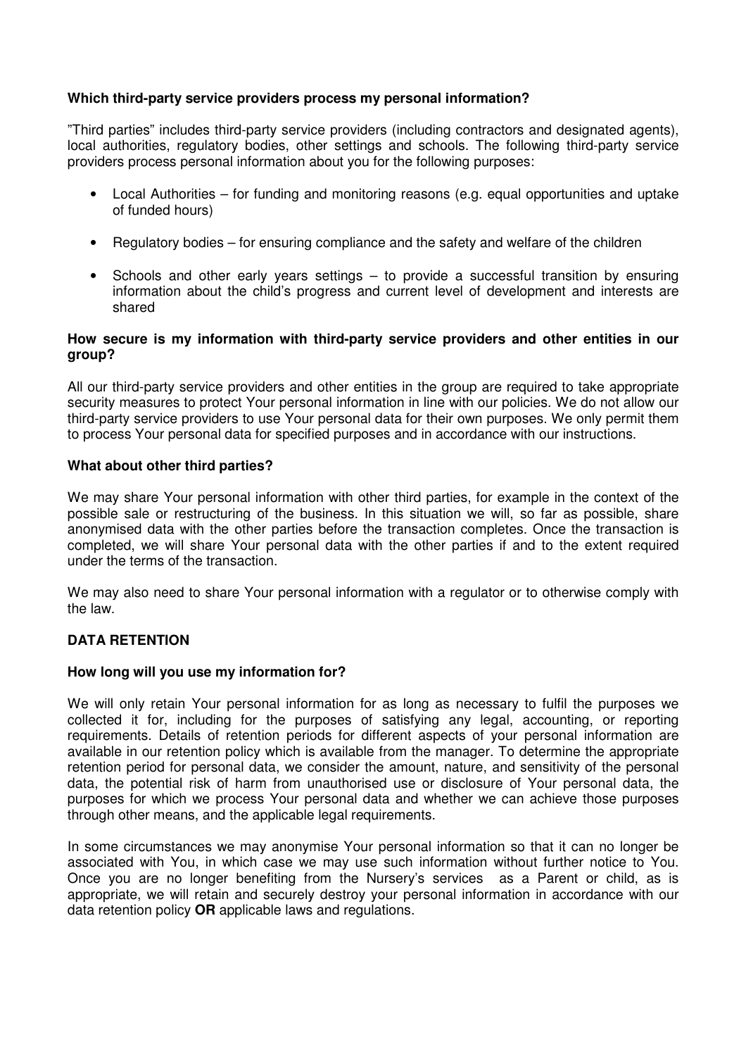**Which third-party service providers process my personal information?**

"Third parties" includes third-party service providers (including contractors and designated agents), local authorities, regulatory bodies, other settings and schools. The following third-party service providers process personal information about you for the following purposes:

- Local Authorities – for funding and monitoring reasons (e.g. equal opportunities and uptake of funded hours)
- Regulatory bodies – for ensuring compliance and the safety and welfare of the children
- Schools and other early years settings – to provide a successful transition by ensuring information about the child's progress and current level of development and interests are shared

**How secure is my information with third-party service providers and other entities in our group?**

All our third-party service providers and other entities in the group are required to take appropriate security measures to protect Your personal information in line with our policies. We do not allow our third-party service providers to use Your personal data for their own purposes. We only permit them to process Your personal data for specified purposes and in accordance with our instructions.

**What about other third parties?**

We may share Your personal information with other third parties, for example in the context of the possible sale or restructuring of the business. In this situation we will, so far as possible, share anonymised data with the other parties before the transaction completes. Once the transaction is completed, we will share Your personal data with the other parties if and to the extent required under the terms of the transaction.

We may also need to share Your personal information with a regulator or to otherwise comply with the law.

## DATA RETENTION

**How long will you use my information for?**

We will only retain Your personal information for as long as necessary to fulfil the purposes we collected it for, including for the purposes of satisfying any legal, accounting, or reporting requirements. Details of retention periods for different aspects of your personal information are available in our retention policy which is available from the manager. To determine the appropriate retention period for personal data, we consider the amount, nature, and sensitivity of the personal data, the potential risk of harm from unauthorised use or disclosure of Your personal data, the purposes for which we process Your personal data and whether we can achieve those purposes through other means, and the applicable legal requirements.

In some circumstances we may anonymise Your personal information so that it can no longer be associated with You, in which case we may use such information without further notice to You. Once you are no longer benefiting from the Nursery's services as a Parent or child, as is appropriate, we will retain and securely destroy your personal information in accordance with our data retention policy **OR** applicable laws and regulations.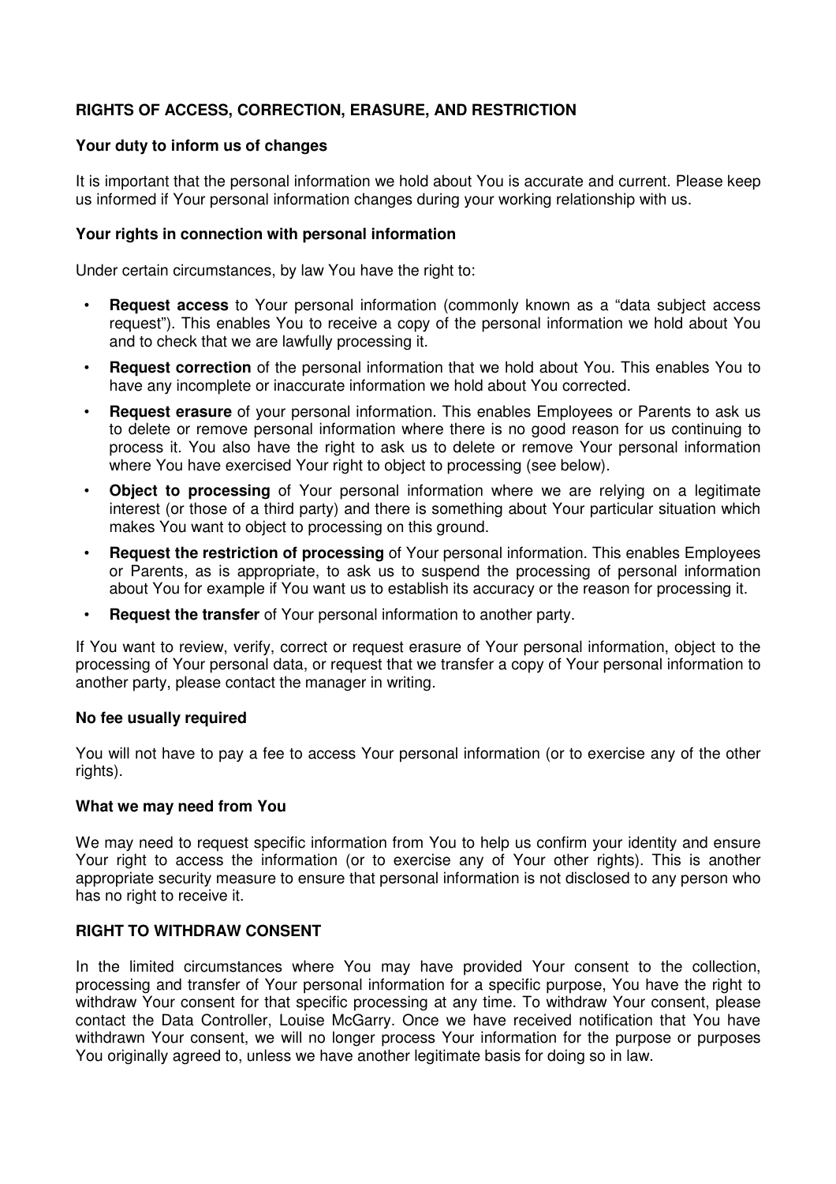## RIGHTS OF ACCESS, CORRECTION, ERASURE, AND RESTRICTION

### Your duty to inform us of changes

It is important that the personal information we hold about You is accurate and current. Please keep us informed if Your personal information changes during your working relationship with us.

### Your rights in connection with personal information

Under certain circumstances, by law You have the right to:

- **Request access** to Your personal information (commonly known as a "data subject access request"). This enables You to receive a copy of the personal information we hold about You and to check that we are lawfully processing it.
- **Request correction** of the personal information that we hold about You. This enables You to have any incomplete or inaccurate information we hold about You corrected.
- **Request erasure** of your personal information. This enables Employees or Parents to ask us to delete or remove personal information where there is no good reason for us continuing to process it. You also have the right to ask us to delete or remove Your personal information where You have exercised Your right to object to processing (see below).
- **Object to processing** of Your personal information where we are relying on a legitimate interest (or those of a third party) and there is something about Your particular situation which makes You want to object to processing on this ground.
- **Request the restriction of processing** of Your personal information. This enables Employees or Parents, as is appropriate, to ask us to suspend the processing of personal information about You for example if You want us to establish its accuracy or the reason for processing it.
- **Request the transfer** of Your personal information to another party.

If You want to review, verify, correct or request erasure of Your personal information, object to the processing of Your personal data, or request that we transfer a copy of Your personal information to another party, please contact the manager in writing.

### No fee usually required

You will not have to pay a fee to access Your personal information (or to exercise any of the other rights).

### What we may need from You

We may need to request specific information from You to help us confirm your identity and ensure Your right to access the information (or to exercise any of Your other rights). This is another appropriate security measure to ensure that personal information is not disclosed to any person who has no right to receive it.

## RIGHT TO WITHDRAW CONSENT

In the limited circumstances where You may have provided Your consent to the collection, processing and transfer of Your personal information for a specific purpose, You have the right to withdraw Your consent for that specific processing at any time. To withdraw Your consent, please contact the Data Controller, Louise McGarry. Once we have received notification that You have withdrawn Your consent, we will no longer process Your information for the purpose or purposes You originally agreed to, unless we have another legitimate basis for doing so in law.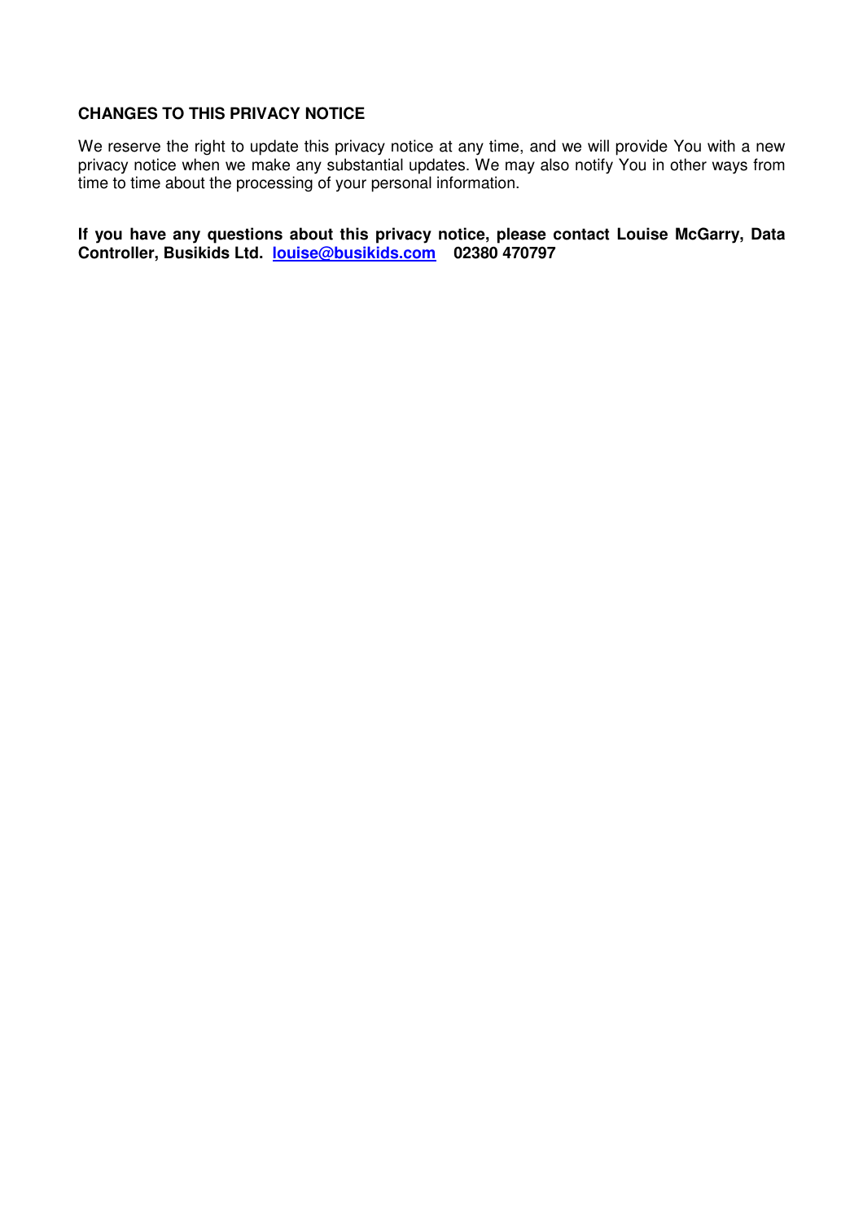## CHANGES TO THIS PRIVACY NOTICE

We reserve the right to update this privacy notice at any time, and we will provide You with a new privacy notice when we make any substantial updates. We may also notify You in other ways from time to time about the processing of your personal information.

**If you have any questions about this privacy notice, please contact Louise McGarry, Data Controller, Busikids Ltd. louise@busikids.com 02380 470797**